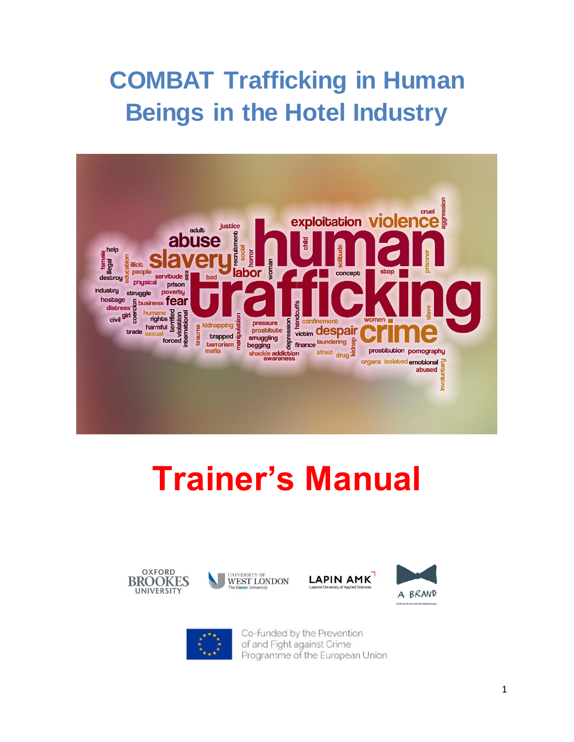# COMBAT Trafficking in Human Beings in the Hotel Industry

# Trainer's Manual

OXFORD BROOKES UNIVERSITY

UNIVERSITY OF WEST LONDON The Career University

LAPIN AMK Lapland University of Applied Sciences

A BRAND

Co-funded by the Prevention of and Fight against Crime Programme of the European Union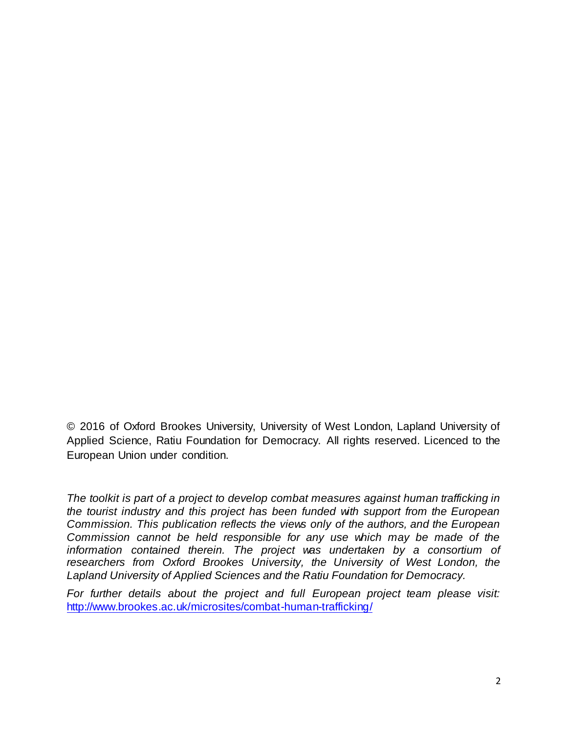© 2016 of Oxford Brookes University, University of West London, Lapland University of Applied Science, Ratiu Foundation for Democracy. All rights reserved. Licenced to the European Union under condition.

*The toolkit is part of a project to develop combat measures against human trafficking in the tourist industry and this project has been funded with support from the European Commission. This publication reflects the views only of the authors, and the European Commission cannot be held responsible for any use which may be made of the information contained therein. The project was undertaken by a consortium of researchers from Oxford Brookes University, the University of West London, the Lapland University of Applied Sciences and the Ratiu Foundation for Democracy.*

*For further details about the project and full European project team please visit:* [http://www.brookes.ac.uk/microsites/combat-human-trafficking/](http://www.brookes.ac.uk/microsites/combat-human-trafficking/)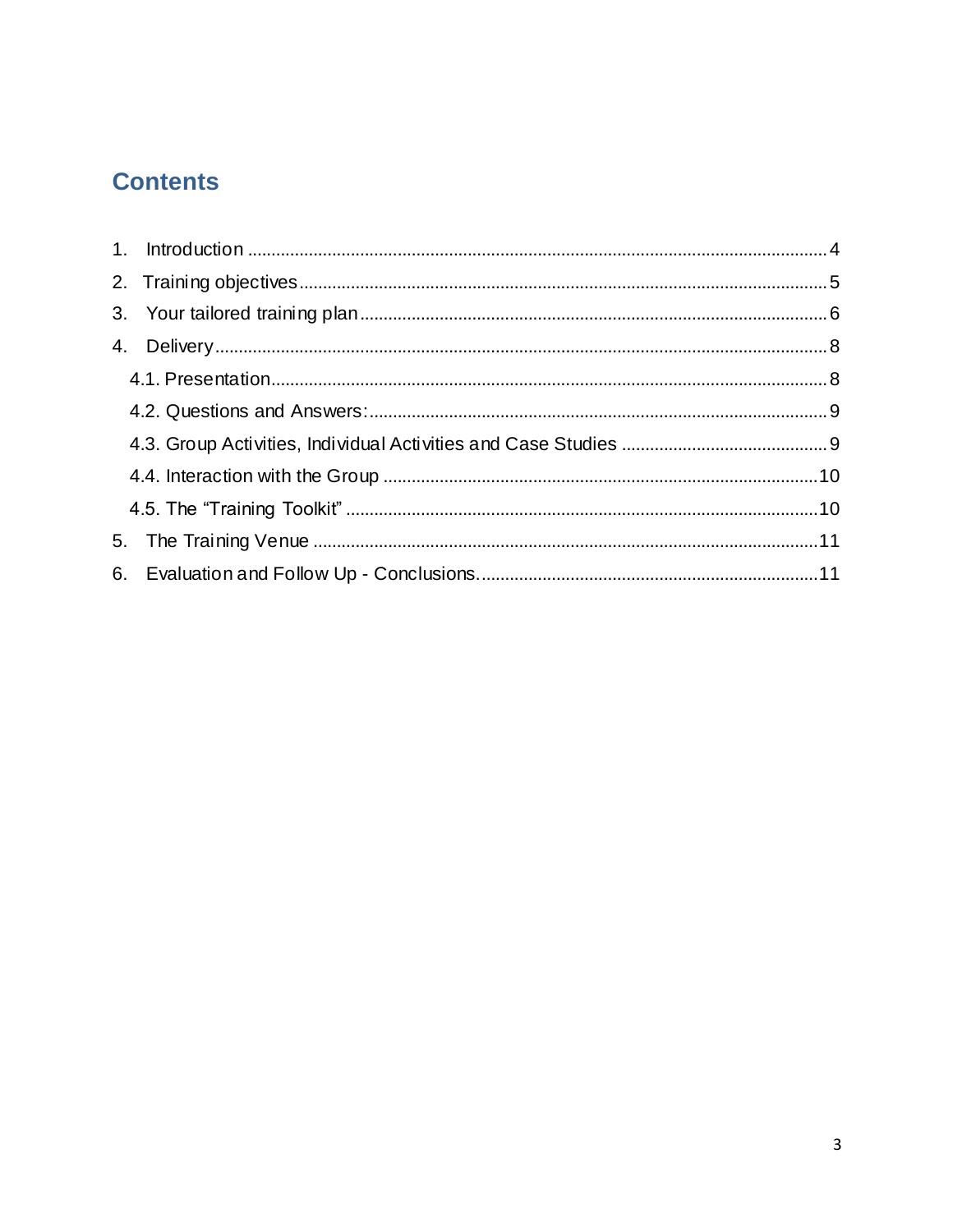## Contents

1. Introduction ........................................................................................................................ 4
2. Training objectives ............................................................................................................. 5
3. Your tailored training plan .................................................................................................. 6
4. Delivery .............................................................................................................................. 8
   - 4.1. Presentation ................................................................................................................ 8
   - 4.2. Questions and Answers: ............................................................................................. 9
   - 4.3. Group Activities, Individual Activities and Case Studies ........................................... 9
   - 4.4. Interaction with the Group ......................................................................................... 10
   - 4.5. The “Training Toolkit” ................................................................................................ 10
5. The Training Venue ........................................................................................................... 11
6. Evaluation and Follow Up - Conclusions. ......................................................................... 11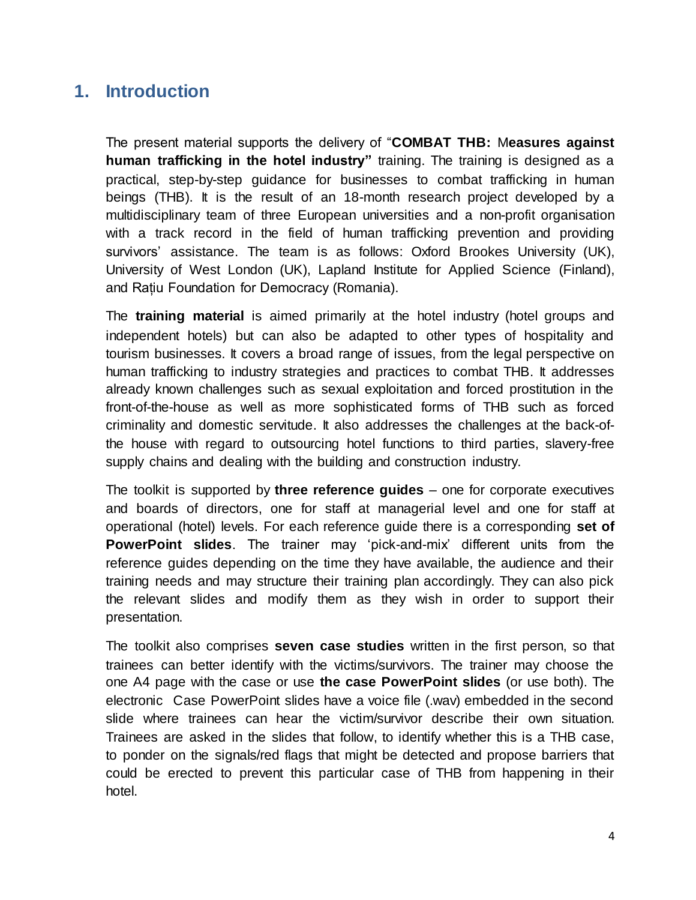## 1. Introduction

The present material supports the delivery of "**COMBAT THB: Measures against human trafficking in the hotel industry"** training. The training is designed as a practical, step-by-step guidance for businesses to combat trafficking in human beings (THB). It is the result of an 18-month research project developed by a multidisciplinary team of three European universities and a non-profit organisation with a track record in the field of human trafficking prevention and providing survivors' assistance. The team is as follows: Oxford Brookes University (UK), University of West London (UK), Lapland Institute for Applied Science (Finland), and Rațiu Foundation for Democracy (Romania).

The **training material** is aimed primarily at the hotel industry (hotel groups and independent hotels) but can also be adapted to other types of hospitality and tourism businesses. It covers a broad range of issues, from the legal perspective on human trafficking to industry strategies and practices to combat THB. It addresses already known challenges such as sexual exploitation and forced prostitution in the front-of-the-house as well as more sophisticated forms of THB such as forced criminality and domestic servitude. It also addresses the challenges at the back-of-the house with regard to outsourcing hotel functions to third parties, slavery-free supply chains and dealing with the building and construction industry.

The toolkit is supported by **three reference guides** – one for corporate executives and boards of directors, one for staff at managerial level and one for staff at operational (hotel) levels. For each reference guide there is a corresponding **set of PowerPoint slides**. The trainer may 'pick-and-mix' different units from the reference guides depending on the time they have available, the audience and their training needs and may structure their training plan accordingly. They can also pick the relevant slides and modify them as they wish in order to support their presentation.

The toolkit also comprises **seven case studies** written in the first person, so that trainees can better identify with the victims/survivors. The trainer may choose the one A4 page with the case or use **the case PowerPoint slides** (or use both). The electronic Case PowerPoint slides have a voice file (.wav) embedded in the second slide where trainees can hear the victim/survivor describe their own situation. Trainees are asked in the slides that follow, to identify whether this is a THB case, to ponder on the signals/red flags that might be detected and propose barriers that could be erected to prevent this particular case of THB from happening in their hotel.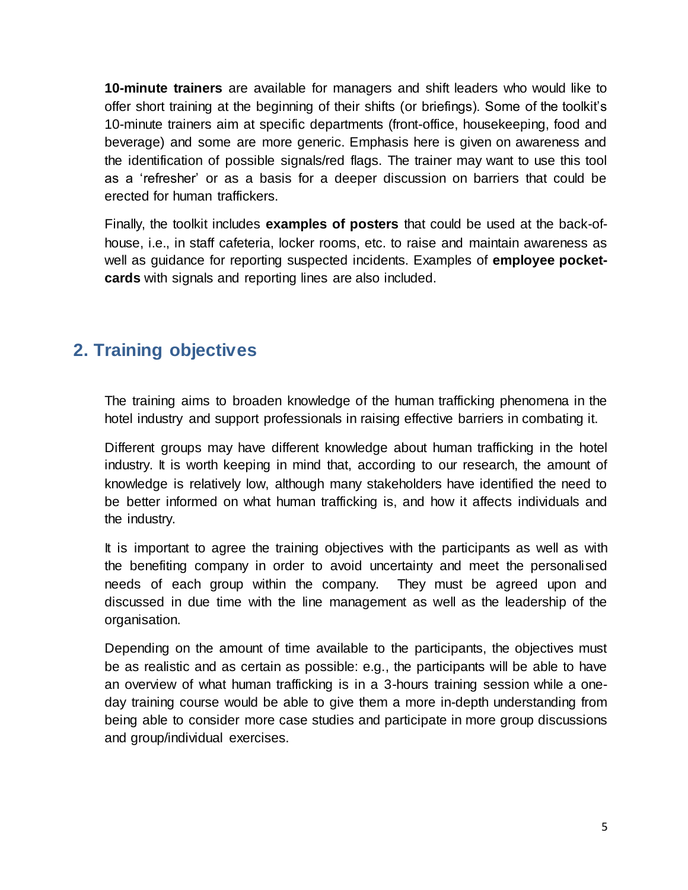**10-minute trainers** are available for managers and shift leaders who would like to offer short training at the beginning of their shifts (or briefings). Some of the toolkit's 10-minute trainers aim at specific departments (front-office, housekeeping, food and beverage) and some are more generic. Emphasis here is given on awareness and the identification of possible signals/red flags. The trainer may want to use this tool as a 'refresher' or as a basis for a deeper discussion on barriers that could be erected for human traffickers.

Finally, the toolkit includes **examples of posters** that could be used at the back-of-house, i.e., in staff cafeteria, locker rooms, etc. to raise and maintain awareness as well as guidance for reporting suspected incidents. Examples of **employee pocket-cards** with signals and reporting lines are also included.

## 2. Training objectives

The training aims to broaden knowledge of the human trafficking phenomena in the hotel industry and support professionals in raising effective barriers in combating it.

Different groups may have different knowledge about human trafficking in the hotel industry. It is worth keeping in mind that, according to our research, the amount of knowledge is relatively low, although many stakeholders have identified the need to be better informed on what human trafficking is, and how it affects individuals and the industry.

It is important to agree the training objectives with the participants as well as with the benefiting company in order to avoid uncertainty and meet the personalised needs of each group within the company. They must be agreed upon and discussed in due time with the line management as well as the leadership of the organisation.

Depending on the amount of time available to the participants, the objectives must be as realistic and as certain as possible: e.g., the participants will be able to have an overview of what human trafficking is in a 3-hours training session while a one-day training course would be able to give them a more in-depth understanding from being able to consider more case studies and participate in more group discussions and group/individual exercises.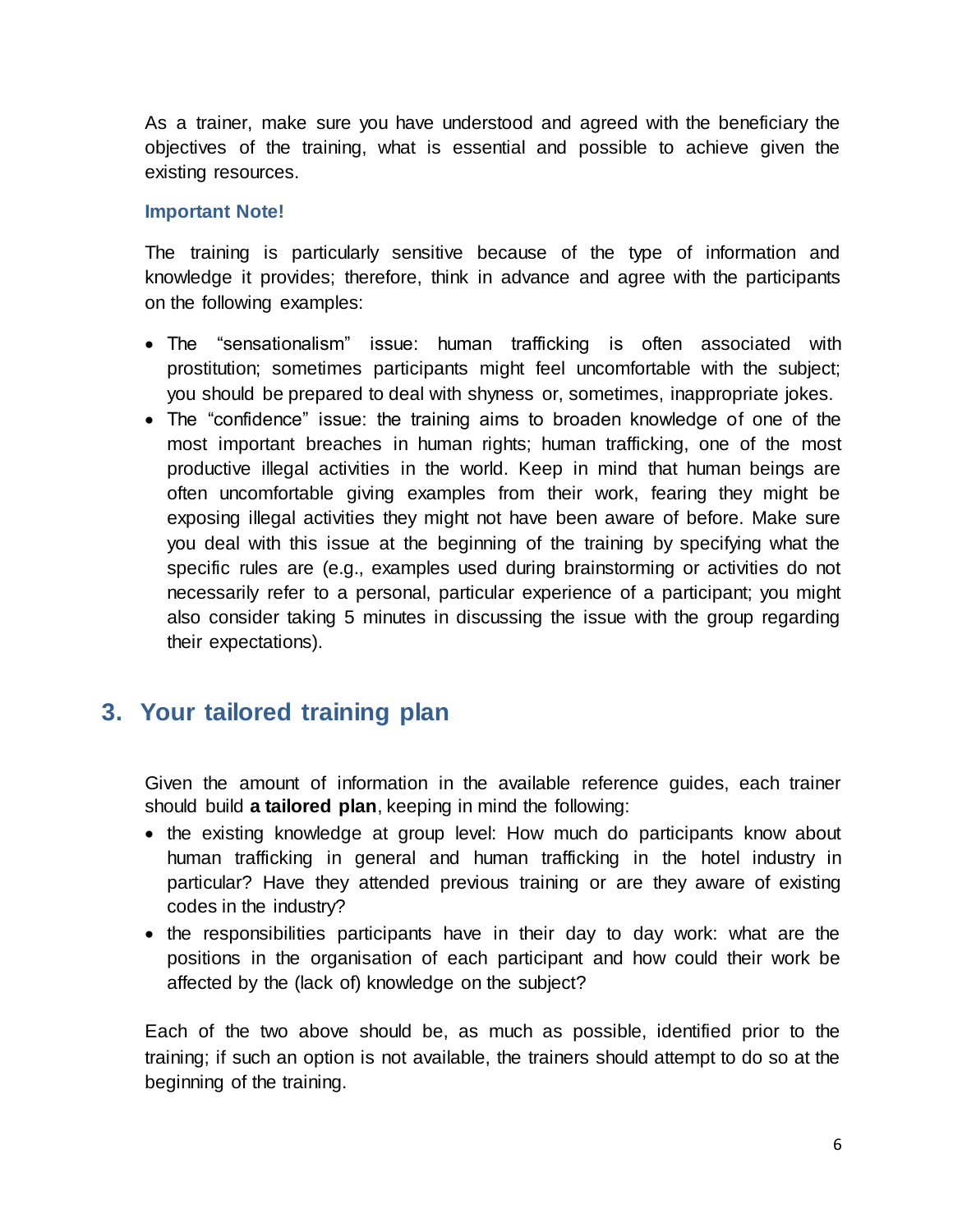As a trainer, make sure you have understood and agreed with the beneficiary the objectives of the training, what is essential and possible to achieve given the existing resources.

**Important Note!**

The training is particularly sensitive because of the type of information and knowledge it provides; therefore, think in advance and agree with the participants on the following examples:

- The "sensationalism" issue: human trafficking is often associated with prostitution; sometimes participants might feel uncomfortable with the subject; you should be prepared to deal with shyness or, sometimes, inappropriate jokes.
- The "confidence" issue: the training aims to broaden knowledge of one of the most important breaches in human rights; human trafficking, one of the most productive illegal activities in the world. Keep in mind that human beings are often uncomfortable giving examples from their work, fearing they might be exposing illegal activities they might not have been aware of before. Make sure you deal with this issue at the beginning of the training by specifying what the specific rules are (e.g., examples used during brainstorming or activities do not necessarily refer to a personal, particular experience of a participant; you might also consider taking 5 minutes in discussing the issue with the group regarding their expectations).

## 3. Your tailored training plan

Given the amount of information in the available reference guides, each trainer should build **a tailored plan**, keeping in mind the following:

- the existing knowledge at group level: How much do participants know about human trafficking in general and human trafficking in the hotel industry in particular? Have they attended previous training or are they aware of existing codes in the industry?
- the responsibilities participants have in their day to day work: what are the positions in the organisation of each participant and how could their work be affected by the (lack of) knowledge on the subject?

Each of the two above should be, as much as possible, identified prior to the training; if such an option is not available, the trainers should attempt to do so at the beginning of the training.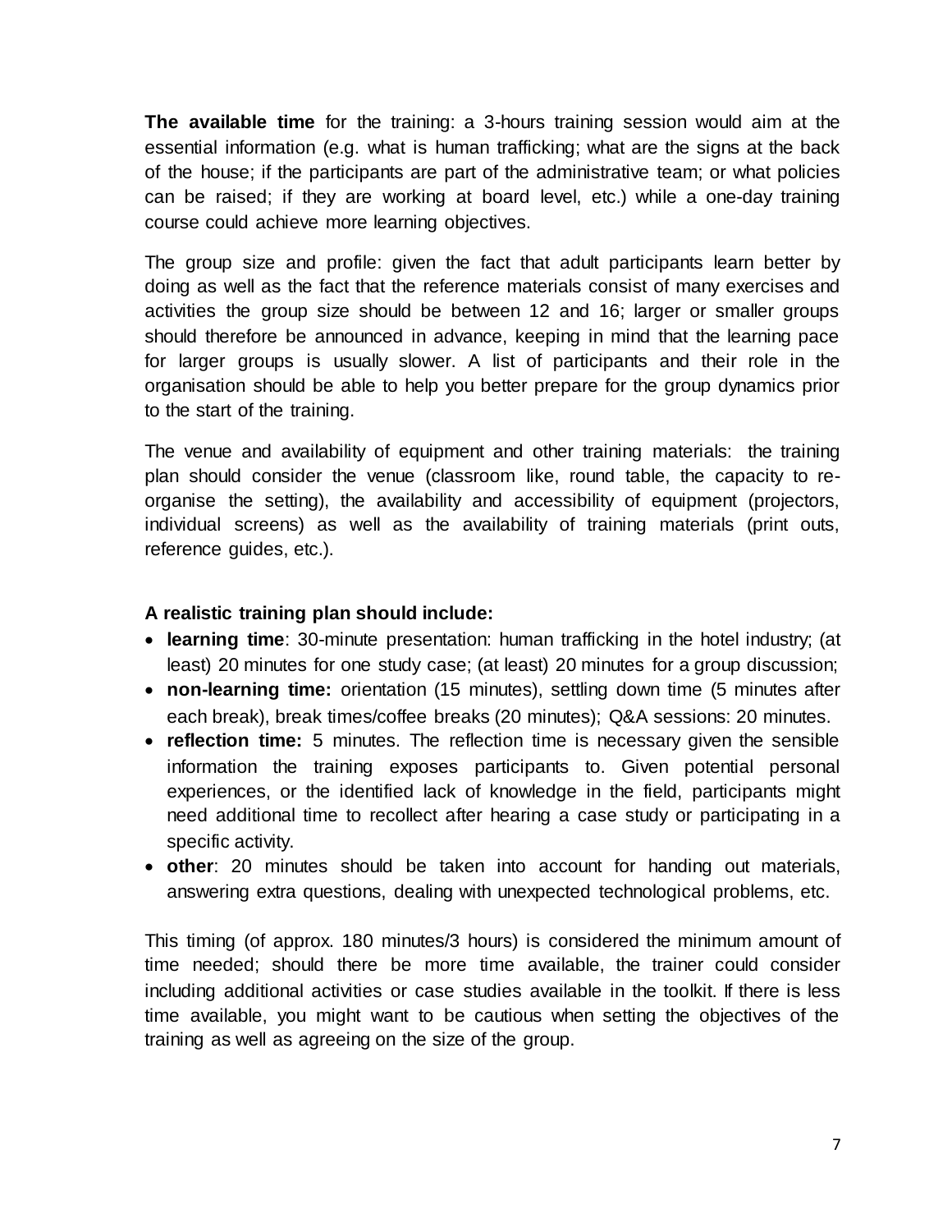**The available time** for the training: a 3-hours training session would aim at the essential information (e.g. what is human trafficking; what are the signs at the back of the house; if the participants are part of the administrative team; or what policies can be raised; if they are working at board level, etc.) while a one-day training course could achieve more learning objectives.

The group size and profile: given the fact that adult participants learn better by doing as well as the fact that the reference materials consist of many exercises and activities the group size should be between 12 and 16; larger or smaller groups should therefore be announced in advance, keeping in mind that the learning pace for larger groups is usually slower. A list of participants and their role in the organisation should be able to help you better prepare for the group dynamics prior to the start of the training.

The venue and availability of equipment and other training materials: the training plan should consider the venue (classroom like, round table, the capacity to re-organise the setting), the availability and accessibility of equipment (projectors, individual screens) as well as the availability of training materials (print outs, reference guides, etc.).

**A realistic training plan should include:**

- **learning time**: 30-minute presentation: human trafficking in the hotel industry; (at least) 20 minutes for one study case; (at least) 20 minutes for a group discussion;
- **non-learning time:** orientation (15 minutes), settling down time (5 minutes after each break), break times/coffee breaks (20 minutes); Q&A sessions: 20 minutes.
- **reflection time:** 5 minutes. The reflection time is necessary given the sensible information the training exposes participants to. Given potential personal experiences, or the identified lack of knowledge in the field, participants might need additional time to recollect after hearing a case study or participating in a specific activity.
- **other**: 20 minutes should be taken into account for handing out materials, answering extra questions, dealing with unexpected technological problems, etc.

This timing (of approx. 180 minutes/3 hours) is considered the minimum amount of time needed; should there be more time available, the trainer could consider including additional activities or case studies available in the toolkit. If there is less time available, you might want to be cautious when setting the objectives of the training as well as agreeing on the size of the group.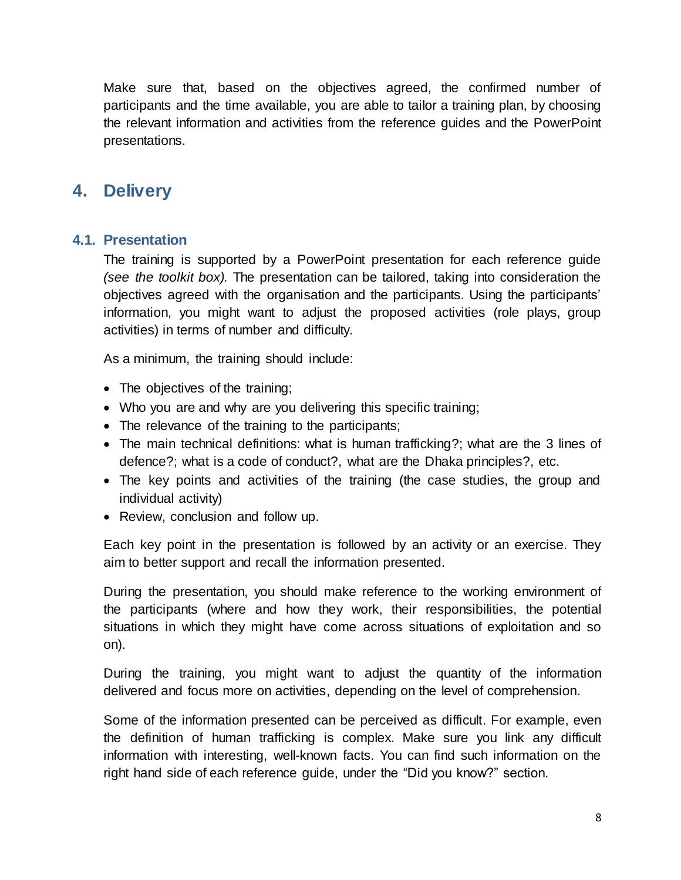Make sure that, based on the objectives agreed, the confirmed number of participants and the time available, you are able to tailor a training plan, by choosing the relevant information and activities from the reference guides and the PowerPoint presentations.

## 4. Delivery

### 4.1. Presentation

The training is supported by a PowerPoint presentation for each reference guide *(see the toolkit box).* The presentation can be tailored, taking into consideration the objectives agreed with the organisation and the participants. Using the participants' information, you might want to adjust the proposed activities (role plays, group activities) in terms of number and difficulty.

As a minimum, the training should include:

- The objectives of the training;
- Who you are and why are you delivering this specific training;
- The relevance of the training to the participants;
- The main technical definitions: what is human trafficking?; what are the 3 lines of defence?; what is a code of conduct?, what are the Dhaka principles?, etc.
- The key points and activities of the training (the case studies, the group and individual activity)
- Review, conclusion and follow up.

Each key point in the presentation is followed by an activity or an exercise. They aim to better support and recall the information presented.

During the presentation, you should make reference to the working environment of the participants (where and how they work, their responsibilities, the potential situations in which they might have come across situations of exploitation and so on).

During the training, you might want to adjust the quantity of the information delivered and focus more on activities, depending on the level of comprehension.

Some of the information presented can be perceived as difficult. For example, even the definition of human trafficking is complex. Make sure you link any difficult information with interesting, well-known facts. You can find such information on the right hand side of each reference guide, under the "Did you know?" section.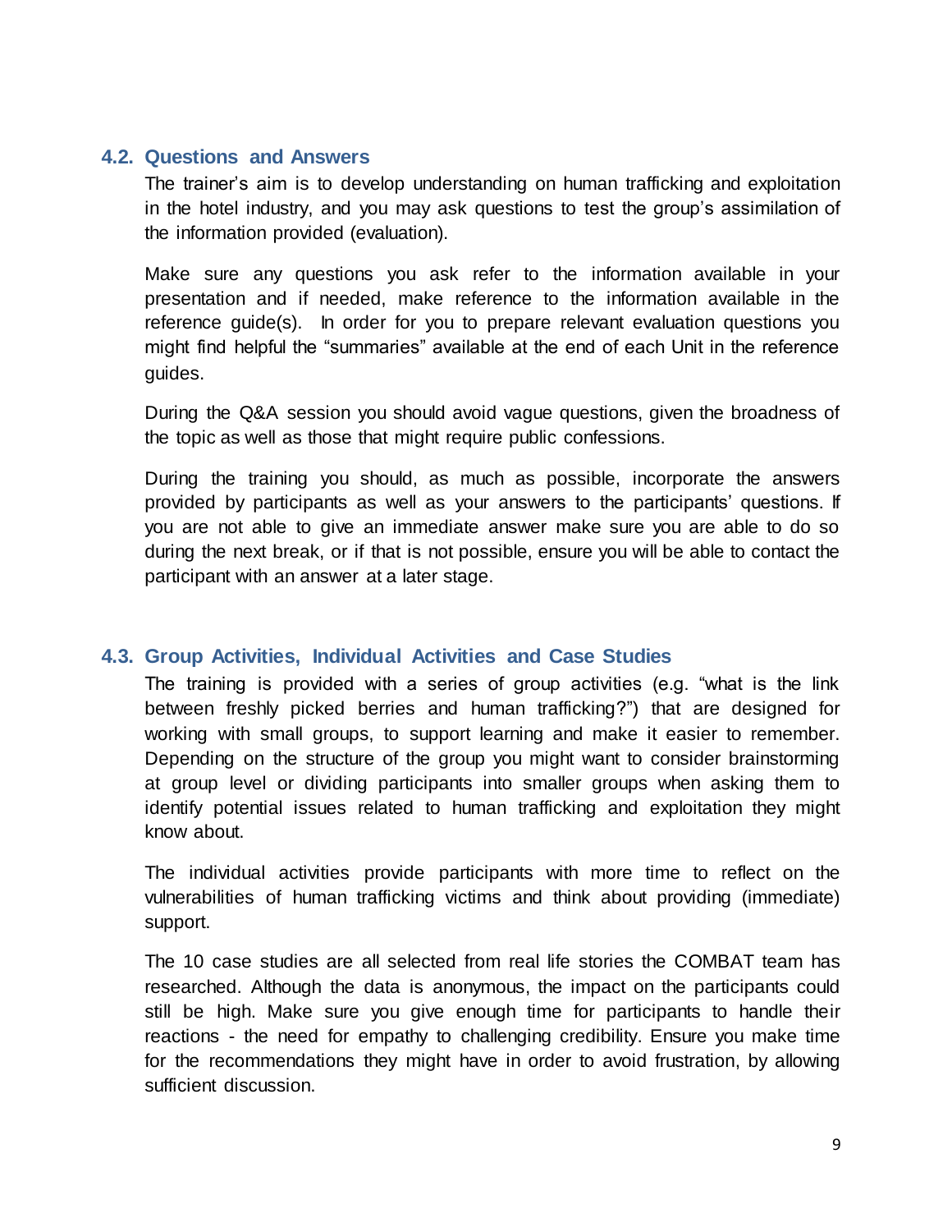### 4.2. Questions and Answers

The trainer's aim is to develop understanding on human trafficking and exploitation in the hotel industry, and you may ask questions to test the group's assimilation of the information provided (evaluation).

Make sure any questions you ask refer to the information available in your presentation and if needed, make reference to the information available in the reference guide(s). In order for you to prepare relevant evaluation questions you might find helpful the "summaries" available at the end of each Unit in the reference guides.

During the Q&A session you should avoid vague questions, given the broadness of the topic as well as those that might require public confessions.

During the training you should, as much as possible, incorporate the answers provided by participants as well as your answers to the participants' questions. If you are not able to give an immediate answer make sure you are able to do so during the next break, or if that is not possible, ensure you will be able to contact the participant with an answer at a later stage.

### 4.3. Group Activities, Individual Activities and Case Studies

The training is provided with a series of group activities (e.g. "what is the link between freshly picked berries and human trafficking?") that are designed for working with small groups, to support learning and make it easier to remember. Depending on the structure of the group you might want to consider brainstorming at group level or dividing participants into smaller groups when asking them to identify potential issues related to human trafficking and exploitation they might know about.

The individual activities provide participants with more time to reflect on the vulnerabilities of human trafficking victims and think about providing (immediate) support.

The 10 case studies are all selected from real life stories the COMBAT team has researched. Although the data is anonymous, the impact on the participants could still be high. Make sure you give enough time for participants to handle their reactions - the need for empathy to challenging credibility. Ensure you make time for the recommendations they might have in order to avoid frustration, by allowing sufficient discussion.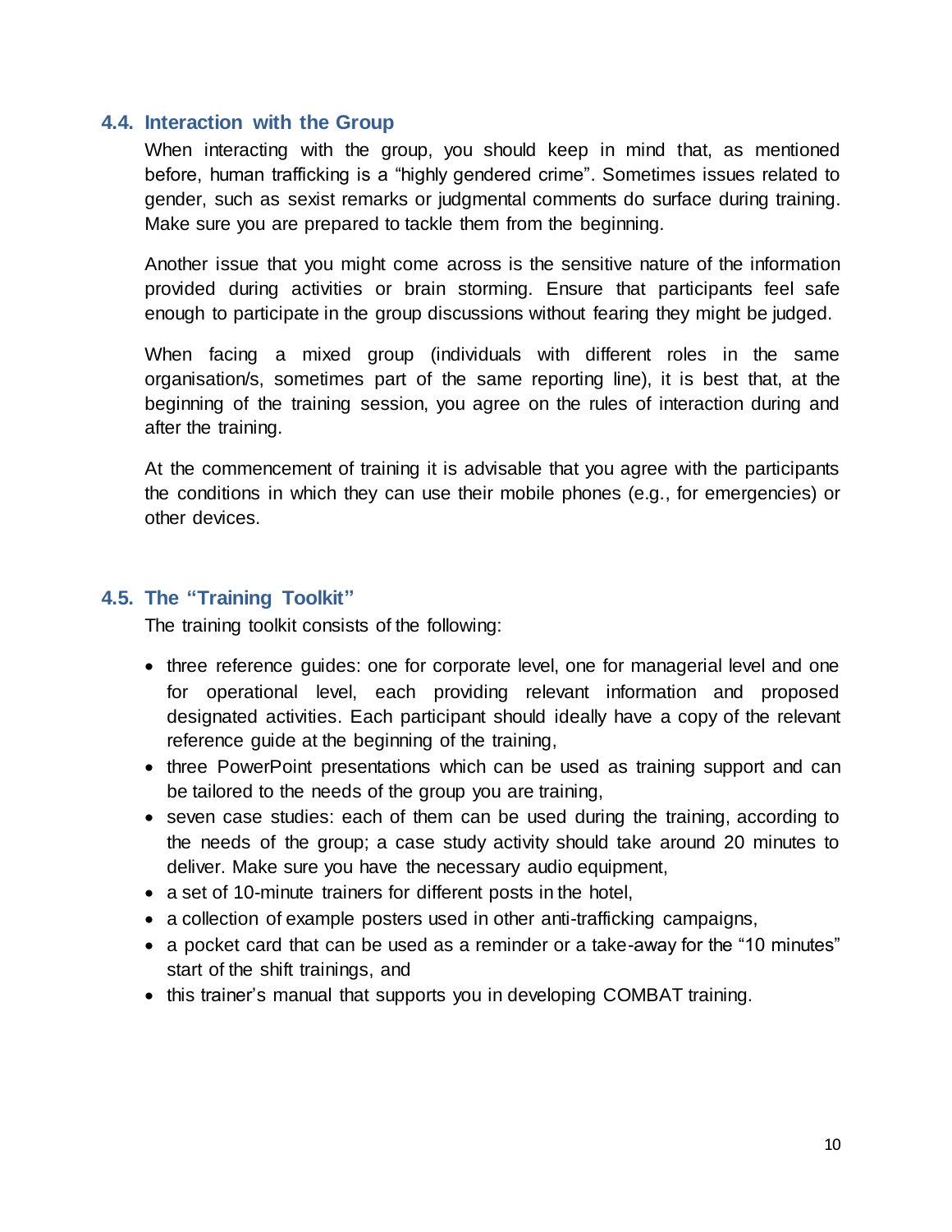### 4.4. Interaction with the Group

When interacting with the group, you should keep in mind that, as mentioned before, human trafficking is a "highly gendered crime". Sometimes issues related to gender, such as sexist remarks or judgmental comments do surface during training. Make sure you are prepared to tackle them from the beginning.

Another issue that you might come across is the sensitive nature of the information provided during activities or brain storming. Ensure that participants feel safe enough to participate in the group discussions without fearing they might be judged.

When facing a mixed group (individuals with different roles in the same organisation/s, sometimes part of the same reporting line), it is best that, at the beginning of the training session, you agree on the rules of interaction during and after the training.

At the commencement of training it is advisable that you agree with the participants the conditions in which they can use their mobile phones (e.g., for emergencies) or other devices.

### 4.5. The "Training Toolkit"

The training toolkit consists of the following:

- three reference guides: one for corporate level, one for managerial level and one for operational level, each providing relevant information and proposed designated activities. Each participant should ideally have a copy of the relevant reference guide at the beginning of the training,
- three PowerPoint presentations which can be used as training support and can be tailored to the needs of the group you are training,
- seven case studies: each of them can be used during the training, according to the needs of the group; a case study activity should take around 20 minutes to deliver. Make sure you have the necessary audio equipment,
- a set of 10-minute trainers for different posts in the hotel,
- a collection of example posters used in other anti-trafficking campaigns,
- a pocket card that can be used as a reminder or a take-away for the "10 minutes" start of the shift trainings, and
- this trainer's manual that supports you in developing COMBAT training.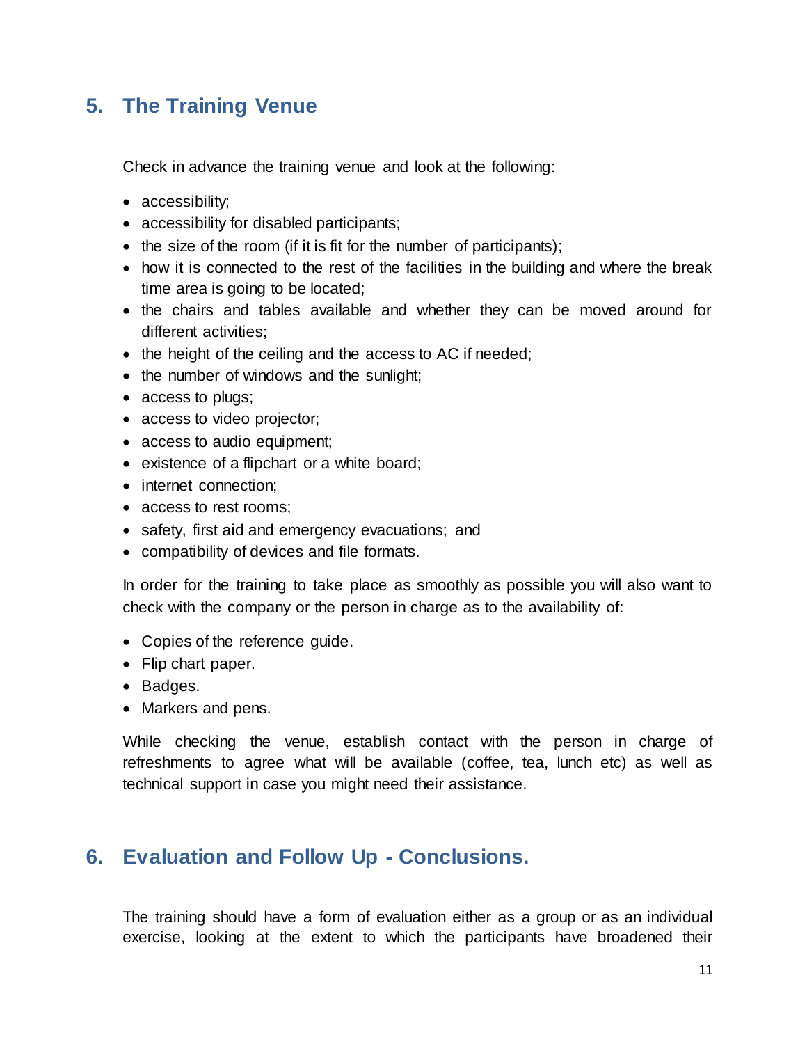## 5. The Training Venue

Check in advance the training venue and look at the following:

- accessibility;
- accessibility for disabled participants;
- the size of the room (if it is fit for the number of participants);
- how it is connected to the rest of the facilities in the building and where the break time area is going to be located;
- the chairs and tables available and whether they can be moved around for different activities;
- the height of the ceiling and the access to AC if needed;
- the number of windows and the sunlight;
- access to plugs;
- access to video projector;
- access to audio equipment;
- existence of a flipchart or a white board;
- internet connection;
- access to rest rooms;
- safety, first aid and emergency evacuations; and
- compatibility of devices and file formats.

In order for the training to take place as smoothly as possible you will also want to check with the company or the person in charge as to the availability of:

- Copies of the reference guide.
- Flip chart paper.
- Badges.
- Markers and pens.

While checking the venue, establish contact with the person in charge of refreshments to agree what will be available (coffee, tea, lunch etc) as well as technical support in case you might need their assistance.

## 6. Evaluation and Follow Up - Conclusions.

The training should have a form of evaluation either as a group or as an individual exercise, looking at the extent to which the participants have broadened their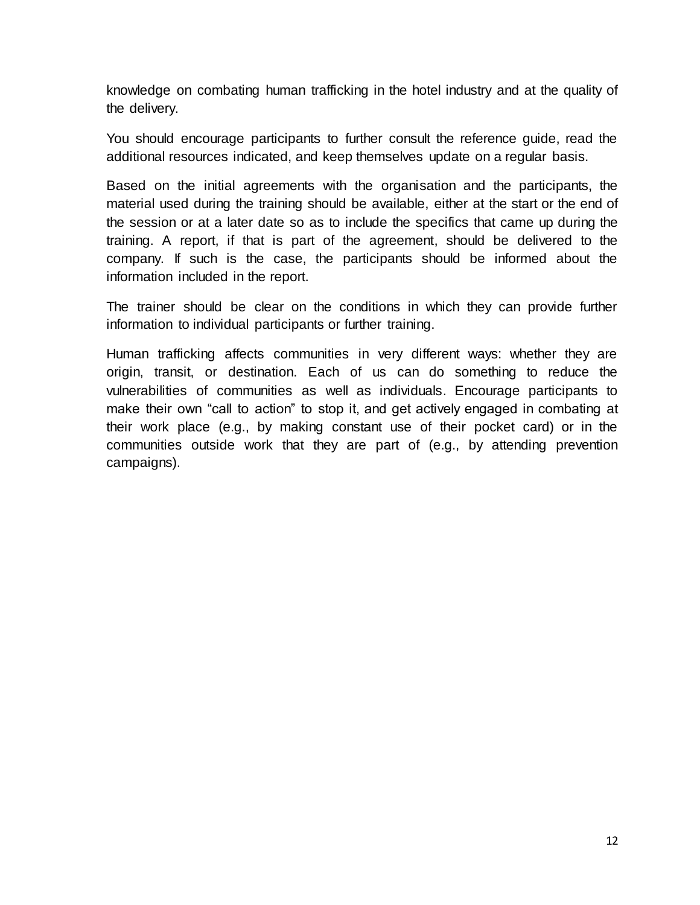knowledge on combating human trafficking in the hotel industry and at the quality of the delivery.

You should encourage participants to further consult the reference guide, read the additional resources indicated, and keep themselves update on a regular basis.

Based on the initial agreements with the organisation and the participants, the material used during the training should be available, either at the start or the end of the session or at a later date so as to include the specifics that came up during the training. A report, if that is part of the agreement, should be delivered to the company. If such is the case, the participants should be informed about the information included in the report.

The trainer should be clear on the conditions in which they can provide further information to individual participants or further training.

Human trafficking affects communities in very different ways: whether they are origin, transit, or destination. Each of us can do something to reduce the vulnerabilities of communities as well as individuals. Encourage participants to make their own “call to action” to stop it, and get actively engaged in combating at their work place (e.g., by making constant use of their pocket card) or in the communities outside work that they are part of (e.g., by attending prevention campaigns).